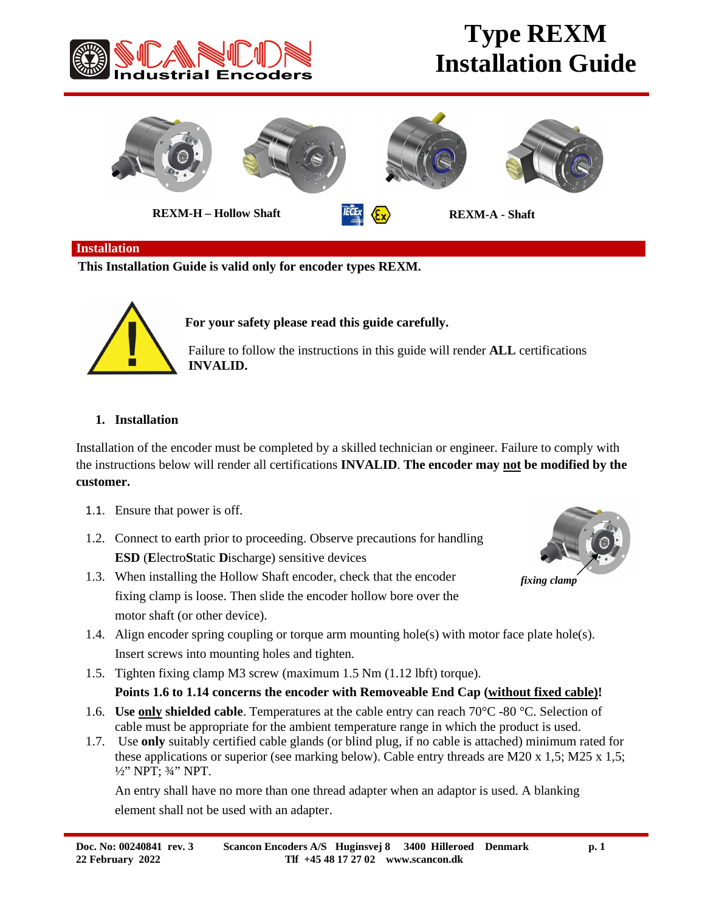# Type REXM Installation Guide

REXM-H – Hollow Shaft

REXM-A - Shaft

## Installation

**This Installation Guide is valid only for encoder types REXM.**

**For your safety please read this guide carefully.**

Failure to follow the instructions in this guide will render **ALL** certifications **INVALID.**

### 1. Installation

Installation of the encoder must be completed by a skilled technician or engineer. Failure to comply with the instructions below will render all certifications **INVALID**. **The encoder may not be modified by the customer.**

1.1. Ensure that power is off.

1.2. Connect to earth prior to proceeding. Observe precautions for handling **ESD** (**E**lectro**S**tatic **D**ischarge) sensitive devices

1.3. When installing the Hollow Shaft encoder, check that the encoder fixing clamp is loose. Then slide the encoder hollow bore over the motor shaft (or other device).

*fixing clamp*

1.4. Align encoder spring coupling or torque arm mounting hole(s) with motor face plate hole(s). Insert screws into mounting holes and tighten.

1.5. Tighten fixing clamp M3 screw (maximum 1.5 Nm (1.12 lbft) torque).

**Points 1.6 to 1.14 concerns the encoder with Removeable End Cap (without fixed cable)!**

1.6. **Use only shielded cable**. Temperatures at the cable entry can reach 70°C -80 °C. Selection of cable must be appropriate for the ambient temperature range in which the product is used.

1.7. Use **only** suitably certified cable glands (or blind plug, if no cable is attached) minimum rated for these applications or superior (see marking below). Cable entry threads are M20 x 1,5; M25 x 1,5; ½" NPT; ¾" NPT.

An entry shall have no more than one thread adapter when an adaptor is used. A blanking element shall not be used with an adapter.

Doc. No: 00240841 rev. 3 — 22 February 2022 — Scancon Encoders A/S Huginsvej 8 3400 Hilleroed Denmark — Tlf +45 48 17 27 02 www.scancon.dk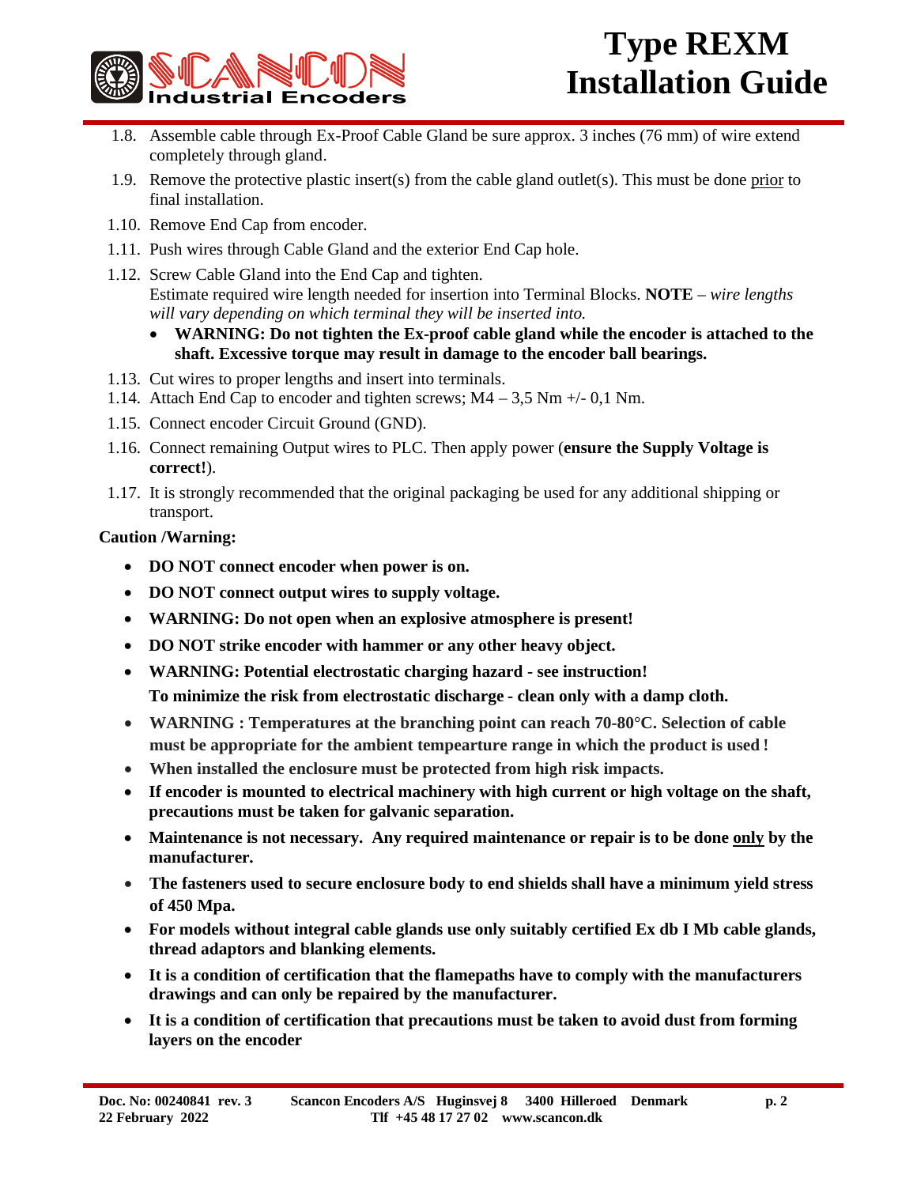1.8. Assemble cable through Ex-Proof Cable Gland be sure approx. 3 inches (76 mm) of wire extend completely through gland.

1.9. Remove the protective plastic insert(s) from the cable gland outlet(s). This must be done prior to final installation.

1.10. Remove End Cap from encoder.

1.11. Push wires through Cable Gland and the exterior End Cap hole.

1.12. Screw Cable Gland into the End Cap and tighten.
Estimate required wire length needed for insertion into Terminal Blocks. **NOTE** – *wire lengths will vary depending on which terminal they will be inserted into.*

- **WARNING: Do not tighten the Ex-proof cable gland while the encoder is attached to the shaft. Excessive torque may result in damage to the encoder ball bearings.**

1.13. Cut wires to proper lengths and insert into terminals.

1.14. Attach End Cap to encoder and tighten screws; M4 – 3,5 Nm +/- 0,1 Nm.

1.15. Connect encoder Circuit Ground (GND).

1.16. Connect remaining Output wires to PLC. Then apply power (**ensure the Supply Voltage is correct!**).

1.17. It is strongly recommended that the original packaging be used for any additional shipping or transport.

**Caution /Warning:**

- **DO NOT connect encoder when power is on.**
- **DO NOT connect output wires to supply voltage.**
- **WARNING: Do not open when an explosive atmosphere is present!**
- **DO NOT strike encoder with hammer or any other heavy object.**
- **WARNING: Potential electrostatic charging hazard - see instruction!**
  **To minimize the risk from electrostatic discharge - clean only with a damp cloth.**
- **WARNING : Temperatures at the branching point can reach 70-80°C. Selection of cable must be appropriate for the ambient tempearture range in which the product is used !**
- **When installed the enclosure must be protected from high risk impacts.**
- **If encoder is mounted to electrical machinery with high current or high voltage on the shaft, precautions must be taken for galvanic separation.**
- **Maintenance is not necessary. Any required maintenance or repair is to be done only by the manufacturer.**
- **The fasteners used to secure enclosure body to end shields shall have a minimum yield stress of 450 Mpa.**
- **For models without integral cable glands use only suitably certified Ex db I Mb cable glands, thread adaptors and blanking elements.**
- **It is a condition of certification that the flamepaths have to comply with the manufacturers drawings and can only be repaired by the manufacturer.**
- **It is a condition of certification that precautions must be taken to avoid dust from forming layers on the encoder**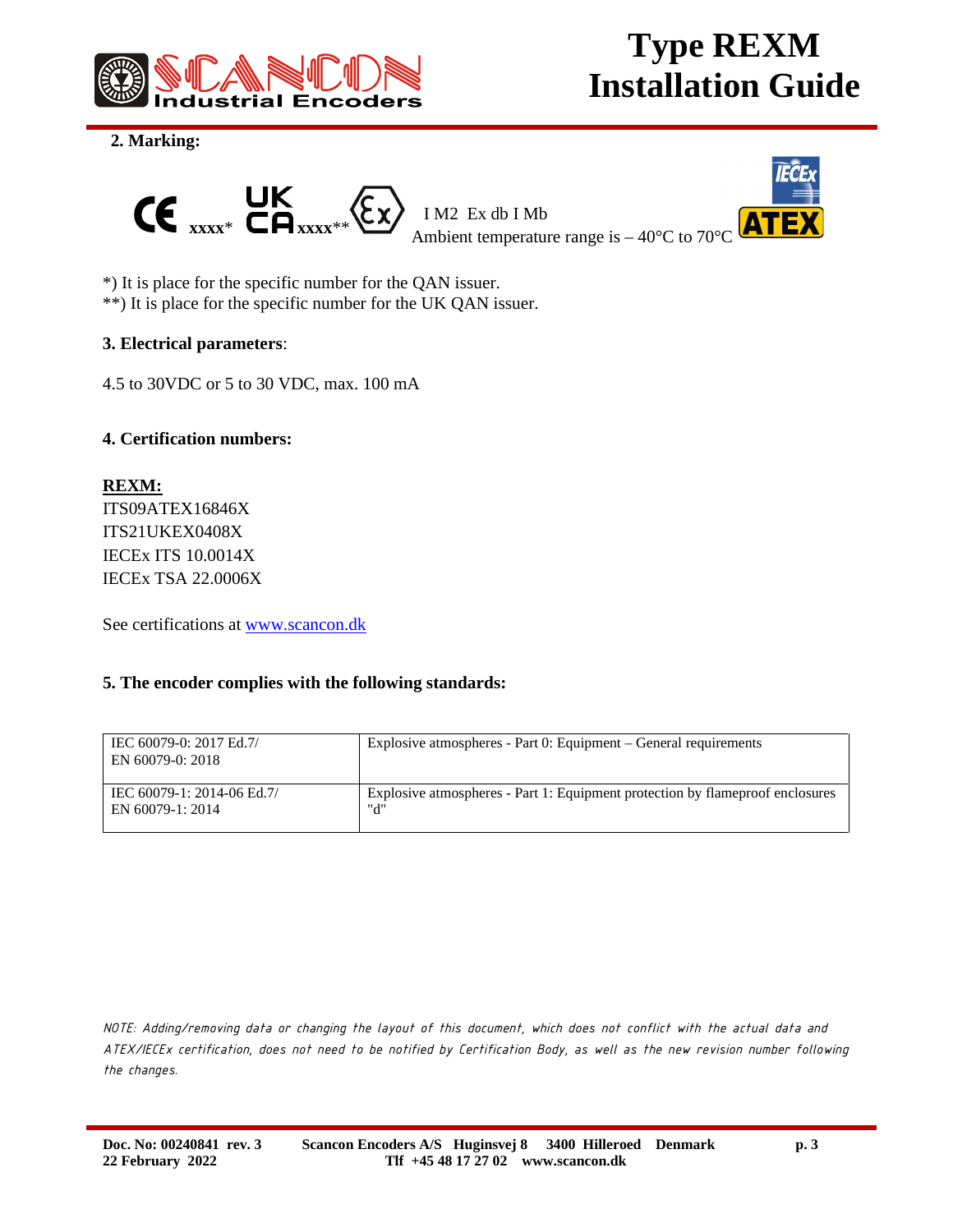## 2. Marking:

CE xxxx* UK CA xxxx** Ex I M2 Ex db I Mb
Ambient temperature range is – 40°C to 70°C

*) It is place for the specific number for the QAN issuer.
**) It is place for the specific number for the UK QAN issuer.

## 3. Electrical parameters:

4.5 to 30VDC or 5 to 30 VDC, max. 100 mA

## 4. Certification numbers:

**REXM:**
ITS09ATEX16846X
ITS21UKEX0408X
IECEx ITS 10.0014X
IECEx TSA 22.0006X

See certifications at www.scancon.dk

## 5. The encoder complies with the following standards:

| | |
|---|---|
| IEC 60079-0: 2017 Ed.7/ EN 60079-0: 2018 | Explosive atmospheres - Part 0: Equipment – General requirements |
| IEC 60079-1: 2014-06 Ed.7/ EN 60079-1: 2014 | Explosive atmospheres - Part 1: Equipment protection by flameproof enclosures "d" |

*NOTE: Adding/removing data or changing the layout of this document, which does not conflict with the actual data and ATEX/IECEx certification, does not need to be notified by Certification Body, as well as the new revision number following the changes.*